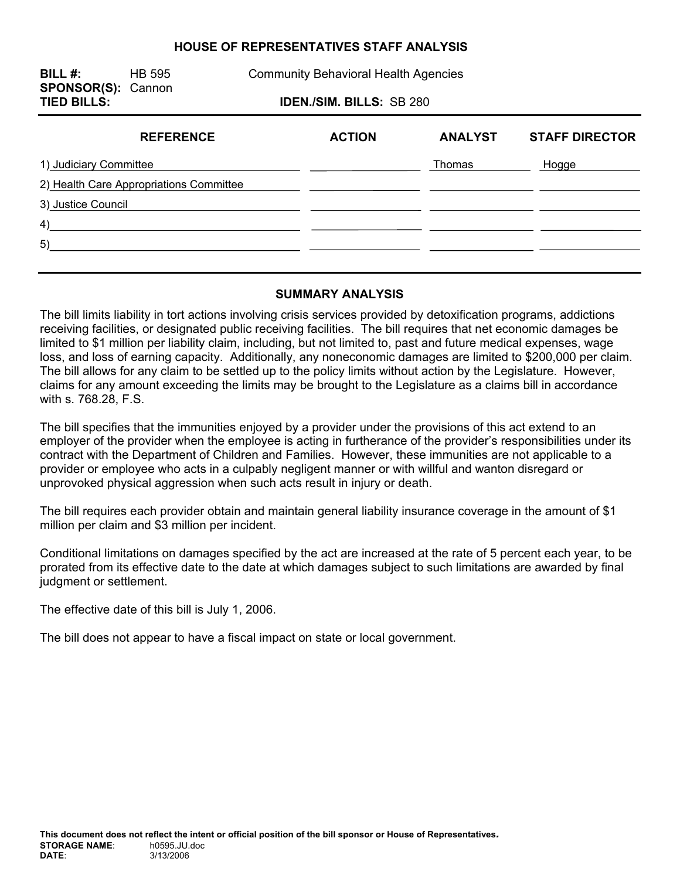# HOUSE OF REPRESENTATIVES STAFF ANALYSIS

**BILL #:** HB 595 Community Behavioral Health Agencies
**SPONSOR(S):** Cannon
**TIED BILLS:** **IDEN./SIM. BILLS:** SB 280

| REFERENCE | ACTION | ANALYST | STAFF DIRECTOR |
|---|---|---|---|
| 1) Judiciary Committee | | Thomas | Hogge |
| 2) Health Care Appropriations Committee | | | |
| 3) Justice Council | | | |
| 4) | | | |
| 5) | | | |

## SUMMARY ANALYSIS

The bill limits liability in tort actions involving crisis services provided by detoxification programs, addictions receiving facilities, or designated public receiving facilities. The bill requires that net economic damages be limited to $1 million per liability claim, including, but not limited to, past and future medical expenses, wage loss, and loss of earning capacity. Additionally, any noneconomic damages are limited to $200,000 per claim. The bill allows for any claim to be settled up to the policy limits without action by the Legislature. However, claims for any amount exceeding the limits may be brought to the Legislature as a claims bill in accordance with s. 768.28, F.S.

The bill specifies that the immunities enjoyed by a provider under the provisions of this act extend to an employer of the provider when the employee is acting in furtherance of the provider's responsibilities under its contract with the Department of Children and Families. However, these immunities are not applicable to a provider or employee who acts in a culpably negligent manner or with willful and wanton disregard or unprovoked physical aggression when such acts result in injury or death.

The bill requires each provider obtain and maintain general liability insurance coverage in the amount of $1 million per claim and $3 million per incident.

Conditional limitations on damages specified by the act are increased at the rate of 5 percent each year, to be prorated from its effective date to the date at which damages subject to such limitations are awarded by final judgment or settlement.

The effective date of this bill is July 1, 2006.

The bill does not appear to have a fiscal impact on state or local government.

**This document does not reflect the intent or official position of the bill sponsor or House of Representatives.**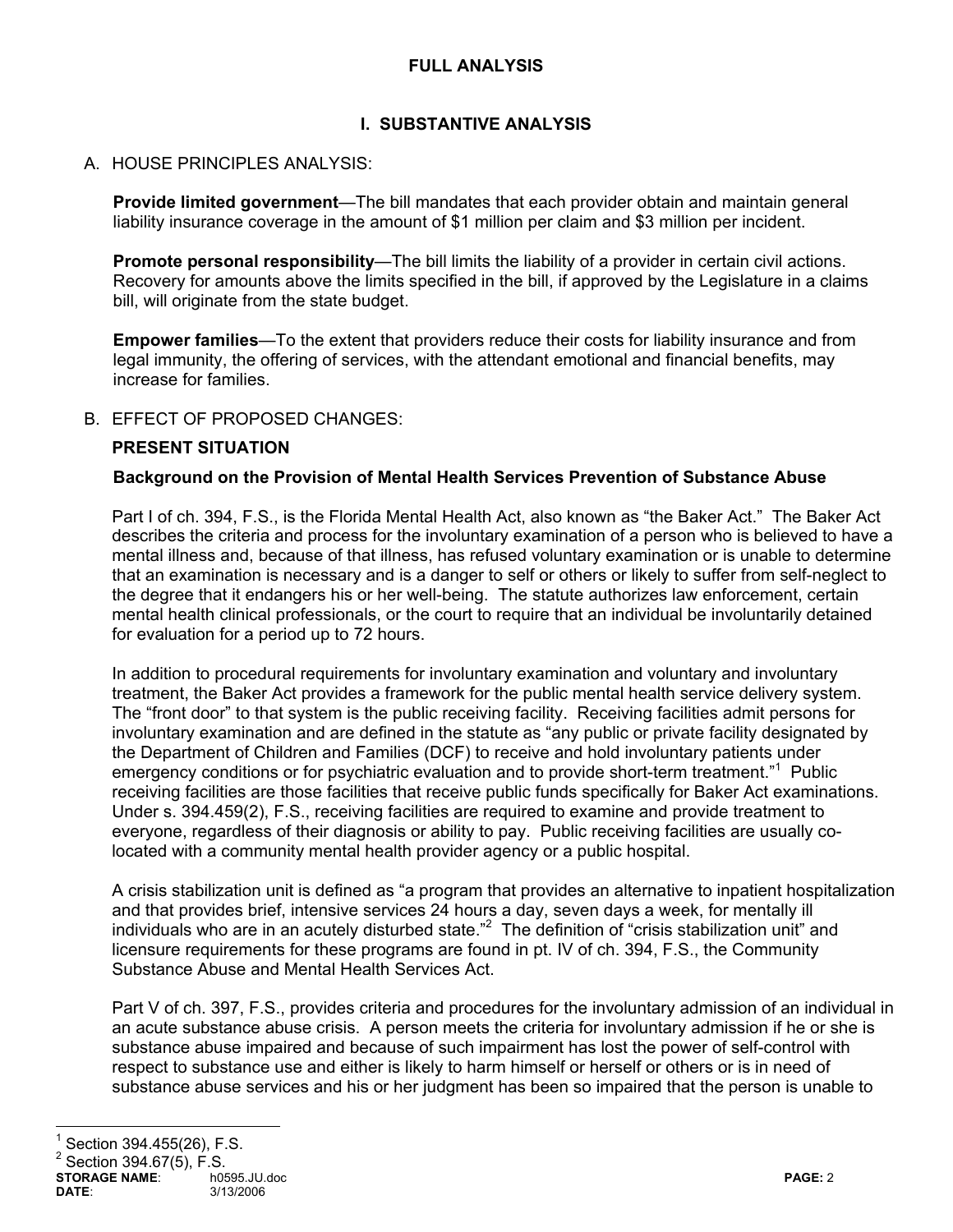# FULL ANALYSIS

## I. SUBSTANTIVE ANALYSIS

### A. HOUSE PRINCIPLES ANALYSIS:

**Provide limited government**—The bill mandates that each provider obtain and maintain general liability insurance coverage in the amount of $1 million per claim and $3 million per incident.

**Promote personal responsibility**—The bill limits the liability of a provider in certain civil actions. Recovery for amounts above the limits specified in the bill, if approved by the Legislature in a claims bill, will originate from the state budget.

**Empower families**—To the extent that providers reduce their costs for liability insurance and from legal immunity, the offering of services, with the attendant emotional and financial benefits, may increase for families.

### B. EFFECT OF PROPOSED CHANGES:

**PRESENT SITUATION**

**Background on the Provision of Mental Health Services Prevention of Substance Abuse**

Part I of ch. 394, F.S., is the Florida Mental Health Act, also known as "the Baker Act." The Baker Act describes the criteria and process for the involuntary examination of a person who is believed to have a mental illness and, because of that illness, has refused voluntary examination or is unable to determine that an examination is necessary and is a danger to self or others or likely to suffer from self-neglect to the degree that it endangers his or her well-being. The statute authorizes law enforcement, certain mental health clinical professionals, or the court to require that an individual be involuntarily detained for evaluation for a period up to 72 hours.

In addition to procedural requirements for involuntary examination and voluntary and involuntary treatment, the Baker Act provides a framework for the public mental health service delivery system. The "front door" to that system is the public receiving facility. Receiving facilities admit persons for involuntary examination and are defined in the statute as "any public or private facility designated by the Department of Children and Families (DCF) to receive and hold involuntary patients under emergency conditions or for psychiatric evaluation and to provide short-term treatment."[1] Public receiving facilities are those facilities that receive public funds specifically for Baker Act examinations. Under s. 394.459(2), F.S., receiving facilities are required to examine and provide treatment to everyone, regardless of their diagnosis or ability to pay. Public receiving facilities are usually co-located with a community mental health provider agency or a public hospital.

A crisis stabilization unit is defined as "a program that provides an alternative to inpatient hospitalization and that provides brief, intensive services 24 hours a day, seven days a week, for mentally ill individuals who are in an acutely disturbed state."[2] The definition of "crisis stabilization unit" and licensure requirements for these programs are found in pt. IV of ch. 394, F.S., the Community Substance Abuse and Mental Health Services Act.

Part V of ch. 397, F.S., provides criteria and procedures for the involuntary admission of an individual in an acute substance abuse crisis. A person meets the criteria for involuntary admission if he or she is substance abuse impaired and because of such impairment has lost the power of self-control with respect to substance use and either is likely to harm himself or herself or others or is in need of substance abuse services and his or her judgment has been so impaired that the person is unable to

---

[1] Section 394.455(26), F.S.

[2] Section 394.67(5), F.S.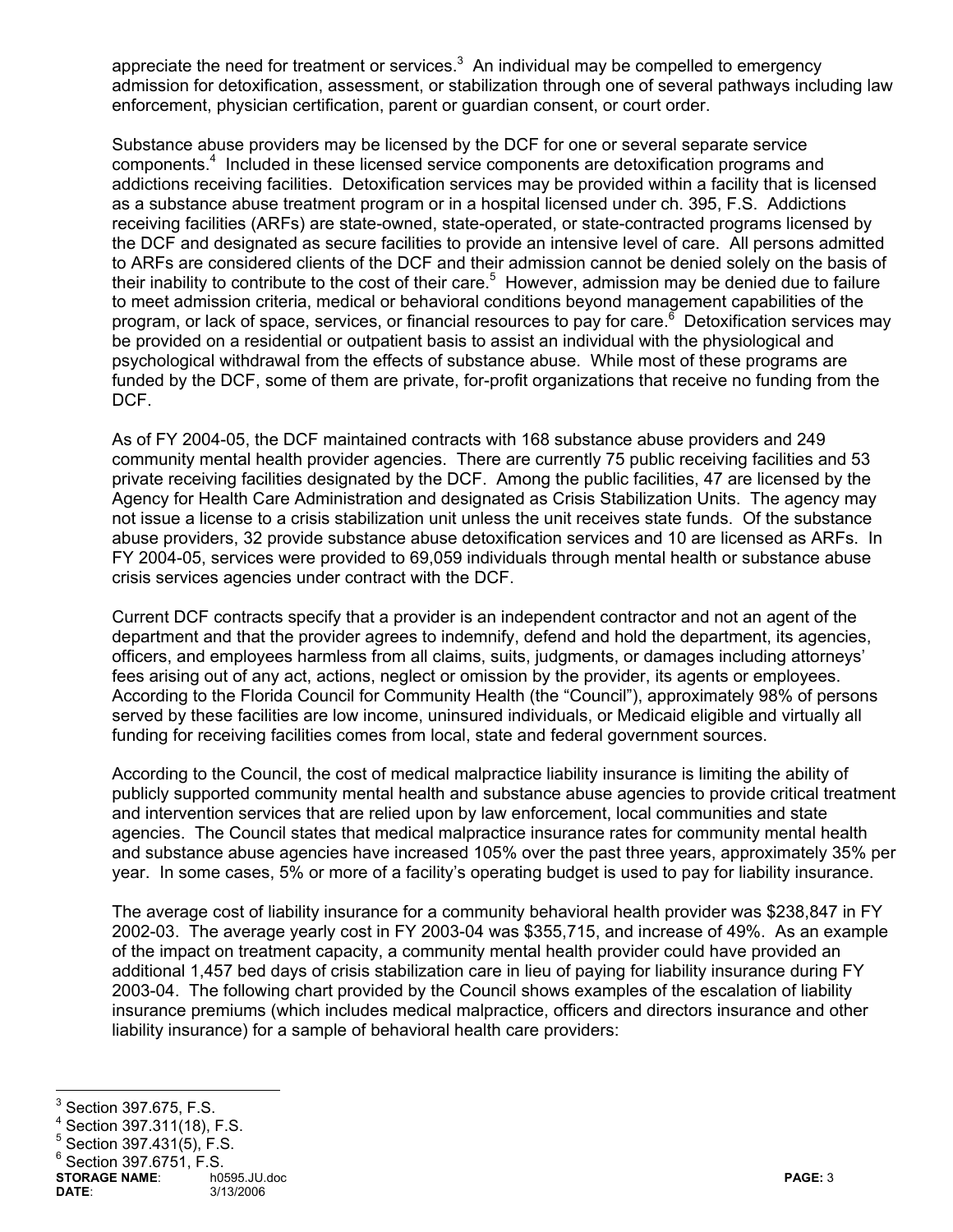appreciate the need for treatment or services.[3] An individual may be compelled to emergency admission for detoxification, assessment, or stabilization through one of several pathways including law enforcement, physician certification, parent or guardian consent, or court order.

Substance abuse providers may be licensed by the DCF for one or several separate service components.[4] Included in these licensed service components are detoxification programs and addictions receiving facilities. Detoxification services may be provided within a facility that is licensed as a substance abuse treatment program or in a hospital licensed under ch. 395, F.S. Addictions receiving facilities (ARFs) are state-owned, state-operated, or state-contracted programs licensed by the DCF and designated as secure facilities to provide an intensive level of care. All persons admitted to ARFs are considered clients of the DCF and their admission cannot be denied solely on the basis of their inability to contribute to the cost of their care.[5] However, admission may be denied due to failure to meet admission criteria, medical or behavioral conditions beyond management capabilities of the program, or lack of space, services, or financial resources to pay for care.[6] Detoxification services may be provided on a residential or outpatient basis to assist an individual with the physiological and psychological withdrawal from the effects of substance abuse. While most of these programs are funded by the DCF, some of them are private, for-profit organizations that receive no funding from the DCF.

As of FY 2004-05, the DCF maintained contracts with 168 substance abuse providers and 249 community mental health provider agencies. There are currently 75 public receiving facilities and 53 private receiving facilities designated by the DCF. Among the public facilities, 47 are licensed by the Agency for Health Care Administration and designated as Crisis Stabilization Units. The agency may not issue a license to a crisis stabilization unit unless the unit receives state funds. Of the substance abuse providers, 32 provide substance abuse detoxification services and 10 are licensed as ARFs. In FY 2004-05, services were provided to 69,059 individuals through mental health or substance abuse crisis services agencies under contract with the DCF.

Current DCF contracts specify that a provider is an independent contractor and not an agent of the department and that the provider agrees to indemnify, defend and hold the department, its agencies, officers, and employees harmless from all claims, suits, judgments, or damages including attorneys' fees arising out of any act, actions, neglect or omission by the provider, its agents or employees. According to the Florida Council for Community Health (the "Council"), approximately 98% of persons served by these facilities are low income, uninsured individuals, or Medicaid eligible and virtually all funding for receiving facilities comes from local, state and federal government sources.

According to the Council, the cost of medical malpractice liability insurance is limiting the ability of publicly supported community mental health and substance abuse agencies to provide critical treatment and intervention services that are relied upon by law enforcement, local communities and state agencies. The Council states that medical malpractice insurance rates for community mental health and substance abuse agencies have increased 105% over the past three years, approximately 35% per year. In some cases, 5% or more of a facility's operating budget is used to pay for liability insurance.

The average cost of liability insurance for a community behavioral health provider was $238,847 in FY 2002-03. The average yearly cost in FY 2003-04 was $355,715, and increase of 49%. As an example of the impact on treatment capacity, a community mental health provider could have provided an additional 1,457 bed days of crisis stabilization care in lieu of paying for liability insurance during FY 2003-04. The following chart provided by the Council shows examples of the escalation of liability insurance premiums (which includes medical malpractice, officers and directors insurance and other liability insurance) for a sample of behavioral health care providers:

---

[3] Section 397.675, F.S.

[4] Section 397.311(18), F.S.

[5] Section 397.431(5), F.S.

[6] Section 397.6751, F.S.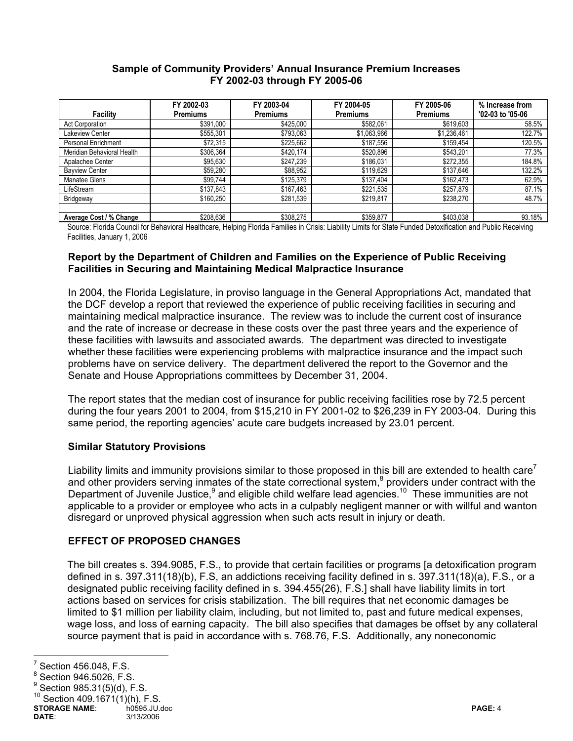**Sample of Community Providers' Annual Insurance Premium Increases**
**FY 2002-03 through FY 2005-06**

| Facility | FY 2002-03 Premiums | FY 2003-04 Premiums | FY 2004-05 Premiums | FY 2005-06 Premiums | % Increase from '02-03 to '05-06 |
|---|---|---|---|---|---|
| Act Corporation | $391,000 | $425,000 | $582,061 | $619,603 | 58.5% |
| Lakeview Center | $555,301 | $793,063 | $1,063,966 | $1,236,461 | 122.7% |
| Personal Enrichment | $72,315 | $225,662 | $187,556 | $159,454 | 120.5% |
| Meridian Behavioral Health | $306,364 | $420,174 | $520,896 | $543,201 | 77.3% |
| Apalachee Center | $95,630 | $247,239 | $186,031 | $272,355 | 184.8% |
| Bayview Center | $59,280 | $88,952 | $119,629 | $137,646 | 132.2% |
| Manatee Glens | $99,744 | $125,379 | $137,404 | $162,473 | 62.9% |
| LifeStream | $137,843 | $167,463 | $221,535 | $257,879 | 87.1% |
| Bridgeway | $160,250 | $281,539 | $219,817 | $238,270 | 48.7% |
| | | | | | |
| **Average Cost / % Change** | $208,636 | $308,275 | $359,877 | $403,038 | 93.18% |

Source: Florida Council for Behavioral Healthcare, Helping Florida Families in Crisis: Liability Limits for State Funded Detoxification and Public Receiving Facilities, January 1, 2006

### Report by the Department of Children and Families on the Experience of Public Receiving Facilities in Securing and Maintaining Medical Malpractice Insurance

In 2004, the Florida Legislature, in proviso language in the General Appropriations Act, mandated that the DCF develop a report that reviewed the experience of public receiving facilities in securing and maintaining medical malpractice insurance. The review was to include the current cost of insurance and the rate of increase or decrease in these costs over the past three years and the experience of these facilities with lawsuits and associated awards. The department was directed to investigate whether these facilities were experiencing problems with malpractice insurance and the impact such problems have on service delivery. The department delivered the report to the Governor and the Senate and House Appropriations committees by December 31, 2004.

The report states that the median cost of insurance for public receiving facilities rose by 72.5 percent during the four years 2001 to 2004, from $15,210 in FY 2001-02 to $26,239 in FY 2003-04. During this same period, the reporting agencies' acute care budgets increased by 23.01 percent.

### Similar Statutory Provisions

Liability limits and immunity provisions similar to those proposed in this bill are extended to health care[7] and other providers serving inmates of the state correctional system,[8] providers under contract with the Department of Juvenile Justice,[9] and eligible child welfare lead agencies.[10] These immunities are not applicable to a provider or employee who acts in a culpably negligent manner or with willful and wanton disregard or unproved physical aggression when such acts result in injury or death.

## EFFECT OF PROPOSED CHANGES

The bill creates s. 394.9085, F.S., to provide that certain facilities or programs [a detoxification program defined in s. 397.311(18)(b), F.S, an addictions receiving facility defined in s. 397.311(18)(a), F.S., or a designated public receiving facility defined in s. 394.455(26), F.S.] shall have liability limits in tort actions based on services for crisis stabilization. The bill requires that net economic damages be limited to $1 million per liability claim, including, but not limited to, past and future medical expenses, wage loss, and loss of earning capacity. The bill also specifies that damages be offset by any collateral source payment that is paid in accordance with s. 768.76, F.S. Additionally, any noneconomic

[7] Section 456.048, F.S.
[8] Section 946.5026, F.S.
[9] Section 985.31(5)(d), F.S.
[10] Section 409.1671(1)(h), F.S.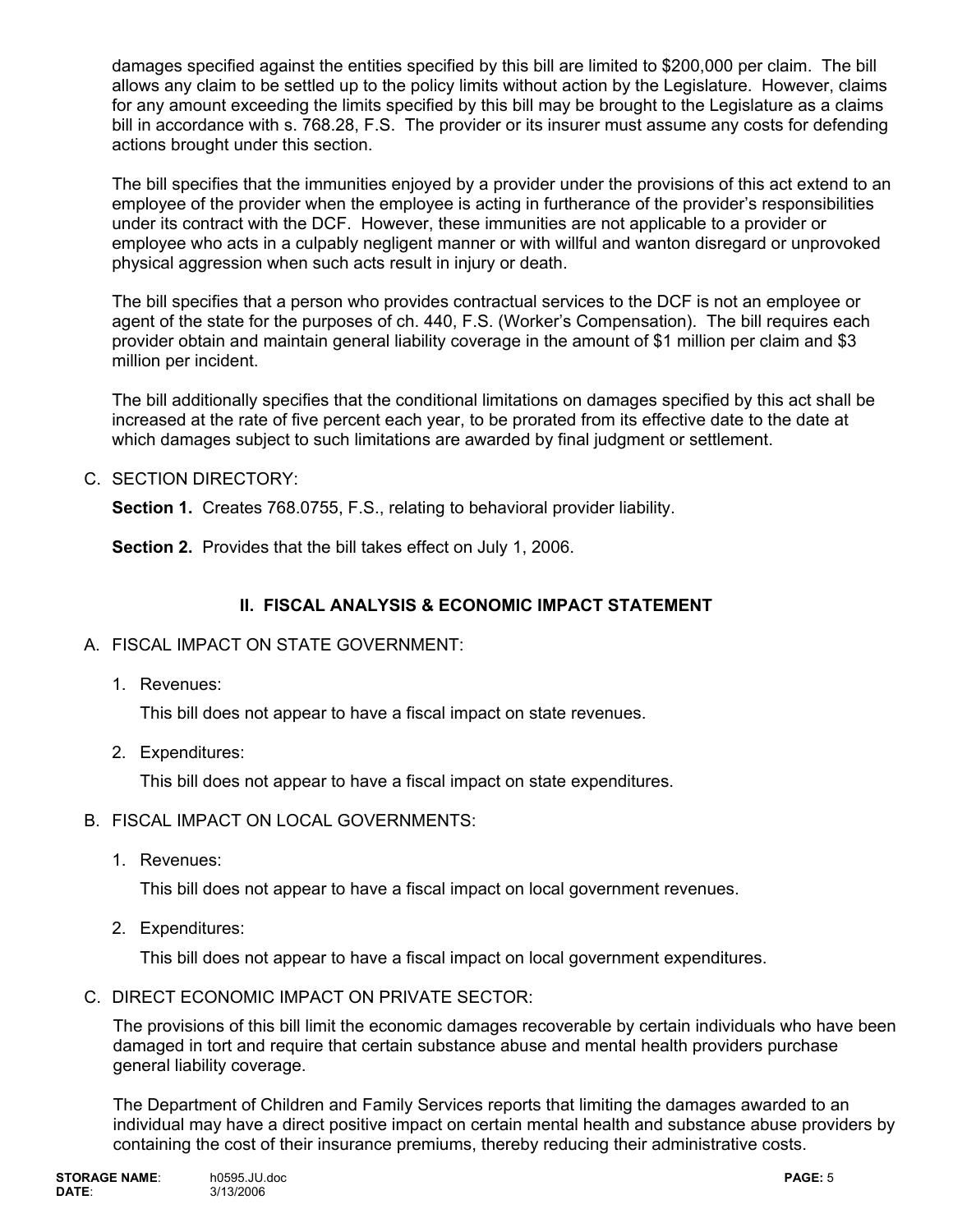damages specified against the entities specified by this bill are limited to $200,000 per claim. The bill allows any claim to be settled up to the policy limits without action by the Legislature. However, claims for any amount exceeding the limits specified by this bill may be brought to the Legislature as a claims bill in accordance with s. 768.28, F.S. The provider or its insurer must assume any costs for defending actions brought under this section.

The bill specifies that the immunities enjoyed by a provider under the provisions of this act extend to an employee of the provider when the employee is acting in furtherance of the provider's responsibilities under its contract with the DCF. However, these immunities are not applicable to a provider or employee who acts in a culpably negligent manner or with willful and wanton disregard or unprovoked physical aggression when such acts result in injury or death.

The bill specifies that a person who provides contractual services to the DCF is not an employee or agent of the state for the purposes of ch. 440, F.S. (Worker's Compensation). The bill requires each provider obtain and maintain general liability coverage in the amount of $1 million per claim and $3 million per incident.

The bill additionally specifies that the conditional limitations on damages specified by this act shall be increased at the rate of five percent each year, to be prorated from its effective date to the date at which damages subject to such limitations are awarded by final judgment or settlement.

C. SECTION DIRECTORY:

**Section 1.** Creates 768.0755, F.S., relating to behavioral provider liability.

**Section 2.** Provides that the bill takes effect on July 1, 2006.

## II. FISCAL ANALYSIS & ECONOMIC IMPACT STATEMENT

A. FISCAL IMPACT ON STATE GOVERNMENT:

1. Revenues:

   This bill does not appear to have a fiscal impact on state revenues.

2. Expenditures:

   This bill does not appear to have a fiscal impact on state expenditures.

B. FISCAL IMPACT ON LOCAL GOVERNMENTS:

1. Revenues:

   This bill does not appear to have a fiscal impact on local government revenues.

2. Expenditures:

   This bill does not appear to have a fiscal impact on local government expenditures.

C. DIRECT ECONOMIC IMPACT ON PRIVATE SECTOR:

The provisions of this bill limit the economic damages recoverable by certain individuals who have been damaged in tort and require that certain substance abuse and mental health providers purchase general liability coverage.

The Department of Children and Family Services reports that limiting the damages awarded to an individual may have a direct positive impact on certain mental health and substance abuse providers by containing the cost of their insurance premiums, thereby reducing their administrative costs.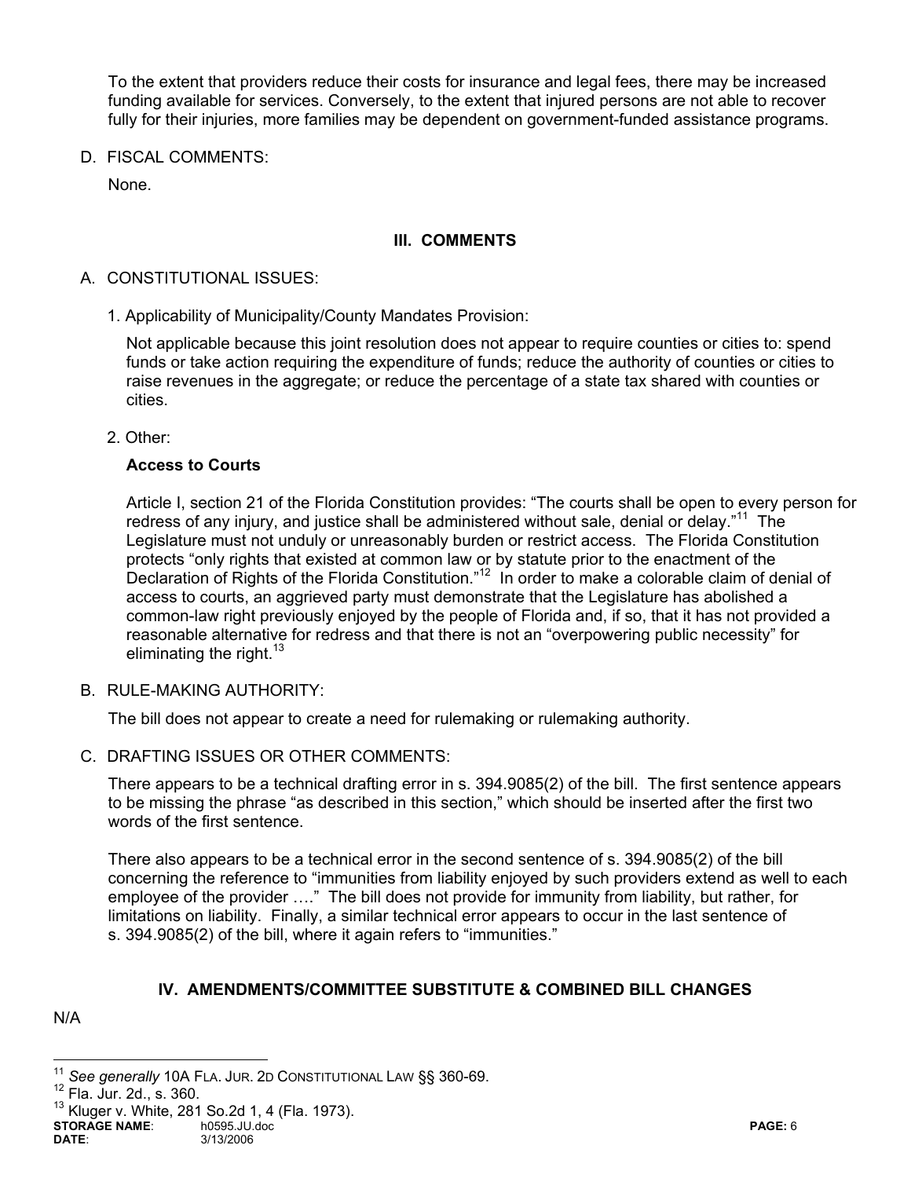To the extent that providers reduce their costs for insurance and legal fees, there may be increased funding available for services. Conversely, to the extent that injured persons are not able to recover fully for their injuries, more families may be dependent on government-funded assistance programs.

D. FISCAL COMMENTS:

None.

## III. COMMENTS

A. CONSTITUTIONAL ISSUES:

1. Applicability of Municipality/County Mandates Provision:

Not applicable because this joint resolution does not appear to require counties or cities to: spend funds or take action requiring the expenditure of funds; reduce the authority of counties or cities to raise revenues in the aggregate; or reduce the percentage of a state tax shared with counties or cities.

2. Other:

**Access to Courts**

Article I, section 21 of the Florida Constitution provides: "The courts shall be open to every person for redress of any injury, and justice shall be administered without sale, denial or delay."[11] The Legislature must not unduly or unreasonably burden or restrict access. The Florida Constitution protects "only rights that existed at common law or by statute prior to the enactment of the Declaration of Rights of the Florida Constitution."[12] In order to make a colorable claim of denial of access to courts, an aggrieved party must demonstrate that the Legislature has abolished a common-law right previously enjoyed by the people of Florida and, if so, that it has not provided a reasonable alternative for redress and that there is not an "overpowering public necessity" for eliminating the right.[13]

B. RULE-MAKING AUTHORITY:

The bill does not appear to create a need for rulemaking or rulemaking authority.

C. DRAFTING ISSUES OR OTHER COMMENTS:

There appears to be a technical drafting error in s. 394.9085(2) of the bill. The first sentence appears to be missing the phrase "as described in this section," which should be inserted after the first two words of the first sentence.

There also appears to be a technical error in the second sentence of s. 394.9085(2) of the bill concerning the reference to "immunities from liability enjoyed by such providers extend as well to each employee of the provider …." The bill does not provide for immunity from liability, but rather, for limitations on liability. Finally, a similar technical error appears to occur in the last sentence of s. 394.9085(2) of the bill, where it again refers to "immunities."

## IV. AMENDMENTS/COMMITTEE SUBSTITUTE & COMBINED BILL CHANGES

N/A

---

[11] *See generally* 10A FLA. JUR. 2D CONSTITUTIONAL LAW §§ 360-69.

[12] Fla. Jur. 2d., s. 360.

[13] Kluger v. White, 281 So.2d 1, 4 (Fla. 1973).